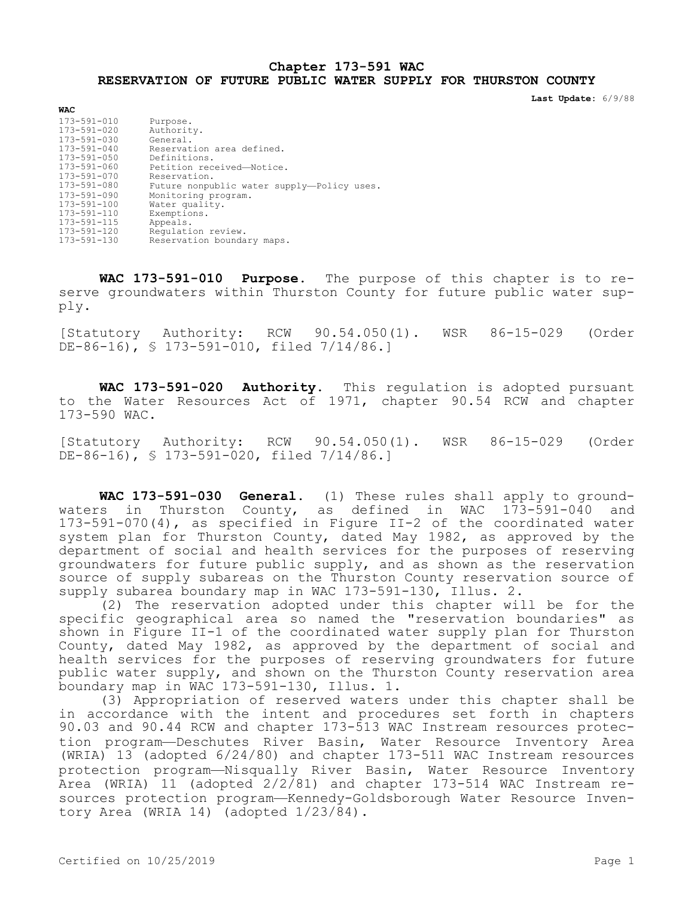# Chapter 173-591 WAC
# RESERVATION OF FUTURE PUBLIC WATER SUPPLY FOR THURSTON COUNTY

**Last Update:** 6/9/88

**WAC**

| | |
|---|---|
| 173-591-010 | Purpose. |
| 173-591-020 | Authority. |
| 173-591-030 | General. |
| 173-591-040 | Reservation area defined. |
| 173-591-050 | Definitions. |
| 173-591-060 | Petition received—Notice. |
| 173-591-070 | Reservation. |
| 173-591-080 | Future nonpublic water supply—Policy uses. |
| 173-591-090 | Monitoring program. |
| 173-591-100 | Water quality. |
| 173-591-110 | Exemptions. |
| 173-591-115 | Appeals. |
| 173-591-120 | Regulation review. |
| 173-591-130 | Reservation boundary maps. |

**WAC 173-591-010 Purpose.** The purpose of this chapter is to reserve groundwaters within Thurston County for future public water supply.

[Statutory Authority: RCW 90.54.050(1). WSR 86-15-029 (Order DE-86-16), § 173-591-010, filed 7/14/86.]

**WAC 173-591-020 Authority.** This regulation is adopted pursuant to the Water Resources Act of 1971, chapter 90.54 RCW and chapter 173-590 WAC.

[Statutory Authority: RCW 90.54.050(1). WSR 86-15-029 (Order DE-86-16), § 173-591-020, filed 7/14/86.]

**WAC 173-591-030 General.** (1) These rules shall apply to groundwaters in Thurston County, as defined in WAC 173-591-040 and 173-591-070(4), as specified in Figure II-2 of the coordinated water system plan for Thurston County, dated May 1982, as approved by the department of social and health services for the purposes of reserving groundwaters for future public supply, and as shown as the reservation source of supply subareas on the Thurston County reservation source of supply subarea boundary map in WAC 173-591-130, Illus. 2.

(2) The reservation adopted under this chapter will be for the specific geographical area so named the "reservation boundaries" as shown in Figure II-1 of the coordinated water supply plan for Thurston County, dated May 1982, as approved by the department of social and health services for the purposes of reserving groundwaters for future public water supply, and shown on the Thurston County reservation area boundary map in WAC 173-591-130, Illus. 1.

(3) Appropriation of reserved waters under this chapter shall be in accordance with the intent and procedures set forth in chapters 90.03 and 90.44 RCW and chapter 173-513 WAC Instream resources protection program—Deschutes River Basin, Water Resource Inventory Area (WRIA) 13 (adopted 6/24/80) and chapter 173-511 WAC Instream resources protection program—Nisqually River Basin, Water Resource Inventory Area (WRIA) 11 (adopted 2/2/81) and chapter 173-514 WAC Instream resources protection program—Kennedy-Goldsborough Water Resource Inventory Area (WRIA 14) (adopted 1/23/84).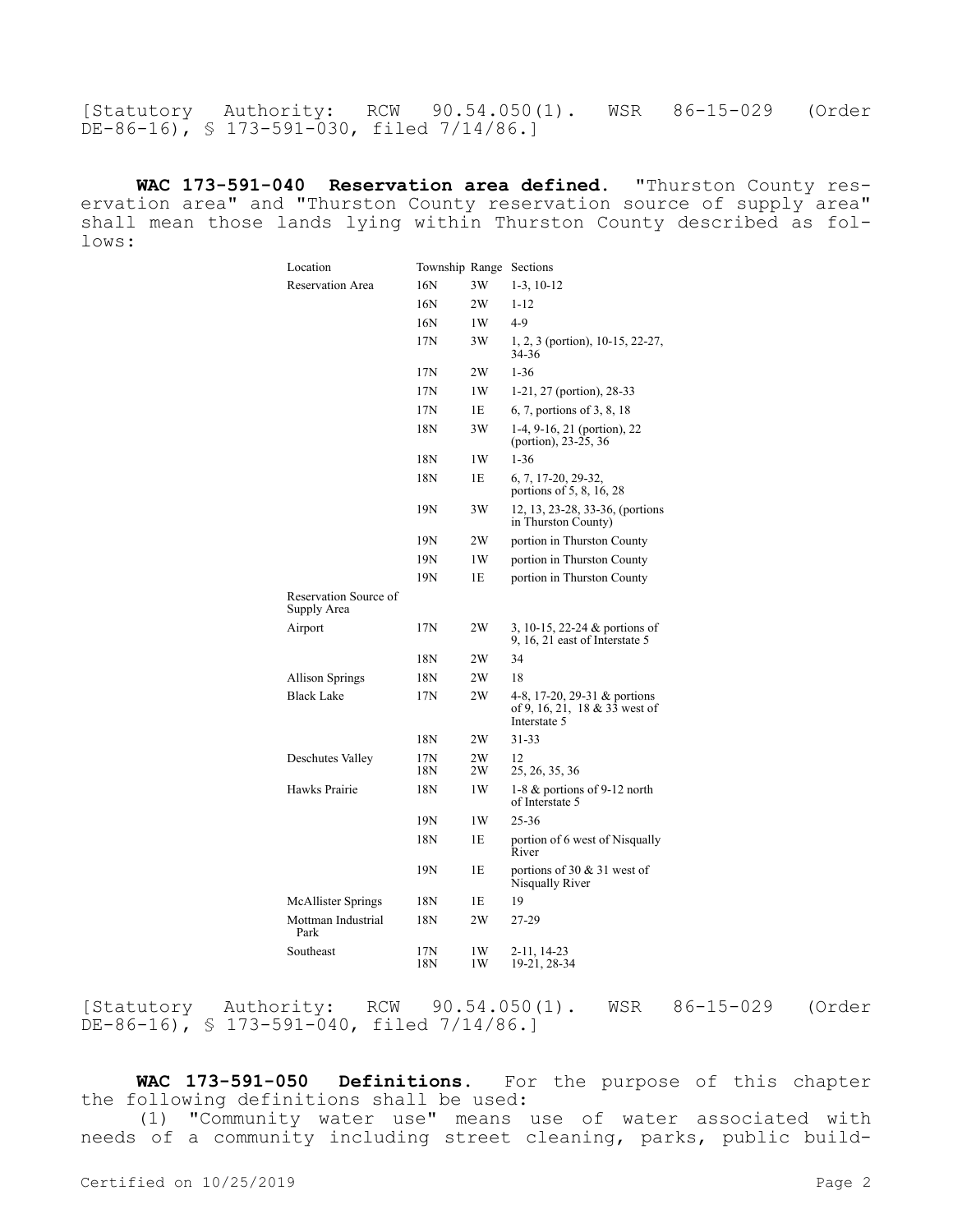[Statutory Authority: RCW 90.54.050(1). WSR 86-15-029 (Order DE-86-16), § 173-591-030, filed 7/14/86.]

**WAC 173-591-040 Reservation area defined.** "Thurston County reservation area" and "Thurston County reservation source of supply area" shall mean those lands lying within Thurston County described as follows:

| Location | Township | Range | Sections |
|---|---|---|---|
| Reservation Area | 16N | 3W | 1-3, 10-12 |
| | 16N | 2W | 1-12 |
| | 16N | 1W | 4-9 |
| | 17N | 3W | 1, 2, 3 (portion), 10-15, 22-27, 34-36 |
| | 17N | 2W | 1-36 |
| | 17N | 1W | 1-21, 27 (portion), 28-33 |
| | 17N | 1E | 6, 7, portions of 3, 8, 18 |
| | 18N | 3W | 1-4, 9-16, 21 (portion), 22 (portion), 23-25, 36 |
| | 18N | 1W | 1-36 |
| | 18N | 1E | 6, 7, 17-20, 29-32, portions of 5, 8, 16, 28 |
| | 19N | 3W | 12, 13, 23-28, 33-36, (portions in Thurston County) |
| | 19N | 2W | portion in Thurston County |
| | 19N | 1W | portion in Thurston County |
| | 19N | 1E | portion in Thurston County |
| Reservation Source of Supply Area | | | |
| Airport | 17N | 2W | 3, 10-15, 22-24 & portions of 9, 16, 21 east of Interstate 5 |
| | 18N | 2W | 34 |
| Allison Springs | 18N | 2W | 18 |
| Black Lake | 17N | 2W | 4-8, 17-20, 29-31 & portions of 9, 16, 21, 18 & 33 west of Interstate 5 |
| | 18N | 2W | 31-33 |
| Deschutes Valley | 17N | 2W | 12 |
| | 18N | 2W | 25, 26, 35, 36 |
| Hawks Prairie | 18N | 1W | 1-8 & portions of 9-12 north of Interstate 5 |
| | 19N | 1W | 25-36 |
| | 18N | 1E | portion of 6 west of Nisqually River |
| | 19N | 1E | portions of 30 & 31 west of Nisqually River |
| McAllister Springs | 18N | 1E | 19 |
| Mottman Industrial Park | 18N | 2W | 27-29 |
| Southeast | 17N | 1W | 2-11, 14-23 |
| | 18N | 1W | 19-21, 28-34 |

[Statutory Authority: RCW 90.54.050(1). WSR 86-15-029 (Order DE-86-16), § 173-591-040, filed 7/14/86.]

**WAC 173-591-050 Definitions.** For the purpose of this chapter the following definitions shall be used:

(1) "Community water use" means use of water associated with needs of a community including street cleaning, parks, public build-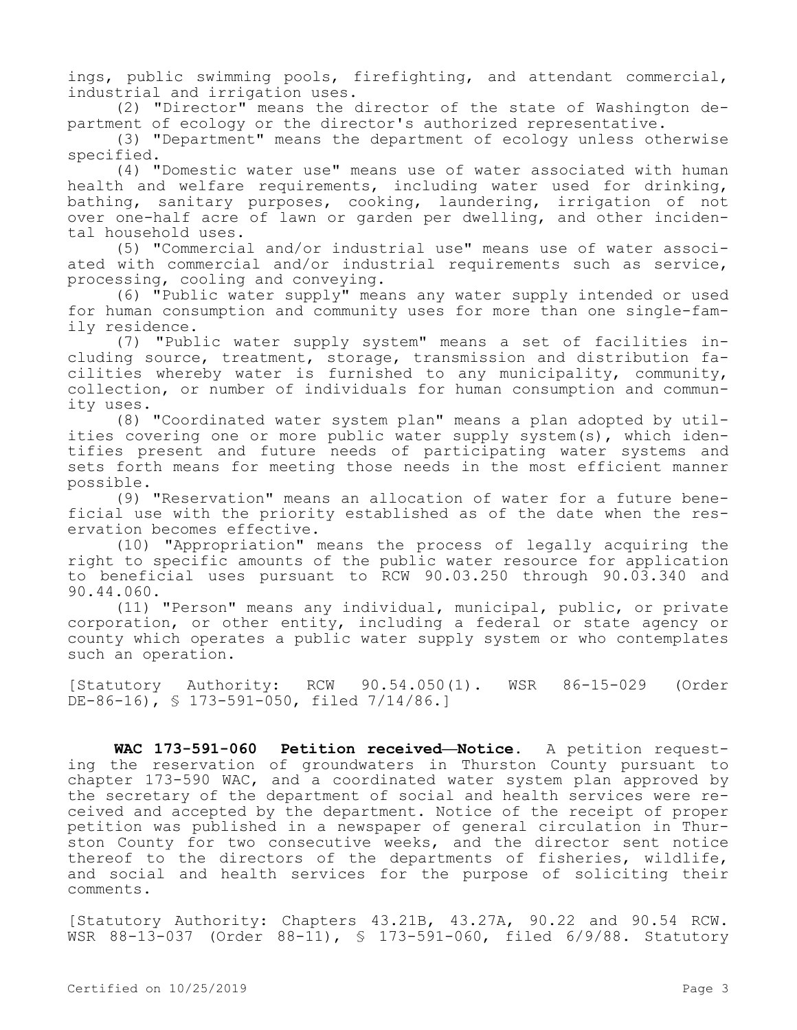ings, public swimming pools, firefighting, and attendant commercial, industrial and irrigation uses.

(2) "Director" means the director of the state of Washington department of ecology or the director's authorized representative.

(3) "Department" means the department of ecology unless otherwise specified.

(4) "Domestic water use" means use of water associated with human health and welfare requirements, including water used for drinking, bathing, sanitary purposes, cooking, laundering, irrigation of not over one-half acre of lawn or garden per dwelling, and other incidental household uses.

(5) "Commercial and/or industrial use" means use of water associated with commercial and/or industrial requirements such as service, processing, cooling and conveying.

(6) "Public water supply" means any water supply intended or used for human consumption and community uses for more than one single-family residence.

(7) "Public water supply system" means a set of facilities including source, treatment, storage, transmission and distribution facilities whereby water is furnished to any municipality, community, collection, or number of individuals for human consumption and community uses.

(8) "Coordinated water system plan" means a plan adopted by utilities covering one or more public water supply system(s), which identifies present and future needs of participating water systems and sets forth means for meeting those needs in the most efficient manner possible.

(9) "Reservation" means an allocation of water for a future beneficial use with the priority established as of the date when the reservation becomes effective.

(10) "Appropriation" means the process of legally acquiring the right to specific amounts of the public water resource for application to beneficial uses pursuant to RCW 90.03.250 through 90.03.340 and 90.44.060.

(11) "Person" means any individual, municipal, public, or private corporation, or other entity, including a federal or state agency or county which operates a public water supply system or who contemplates such an operation.

[Statutory Authority: RCW 90.54.050(1). WSR 86-15-029 (Order DE-86-16), § 173-591-050, filed 7/14/86.]

**WAC 173-591-060 Petition received—Notice.** A petition requesting the reservation of groundwaters in Thurston County pursuant to chapter 173-590 WAC, and a coordinated water system plan approved by the secretary of the department of social and health services were received and accepted by the department. Notice of the receipt of proper petition was published in a newspaper of general circulation in Thurston County for two consecutive weeks, and the director sent notice thereof to the directors of the departments of fisheries, wildlife, and social and health services for the purpose of soliciting their comments.

[Statutory Authority: Chapters 43.21B, 43.27A, 90.22 and 90.54 RCW. WSR 88-13-037 (Order 88-11), § 173-591-060, filed 6/9/88. Statutory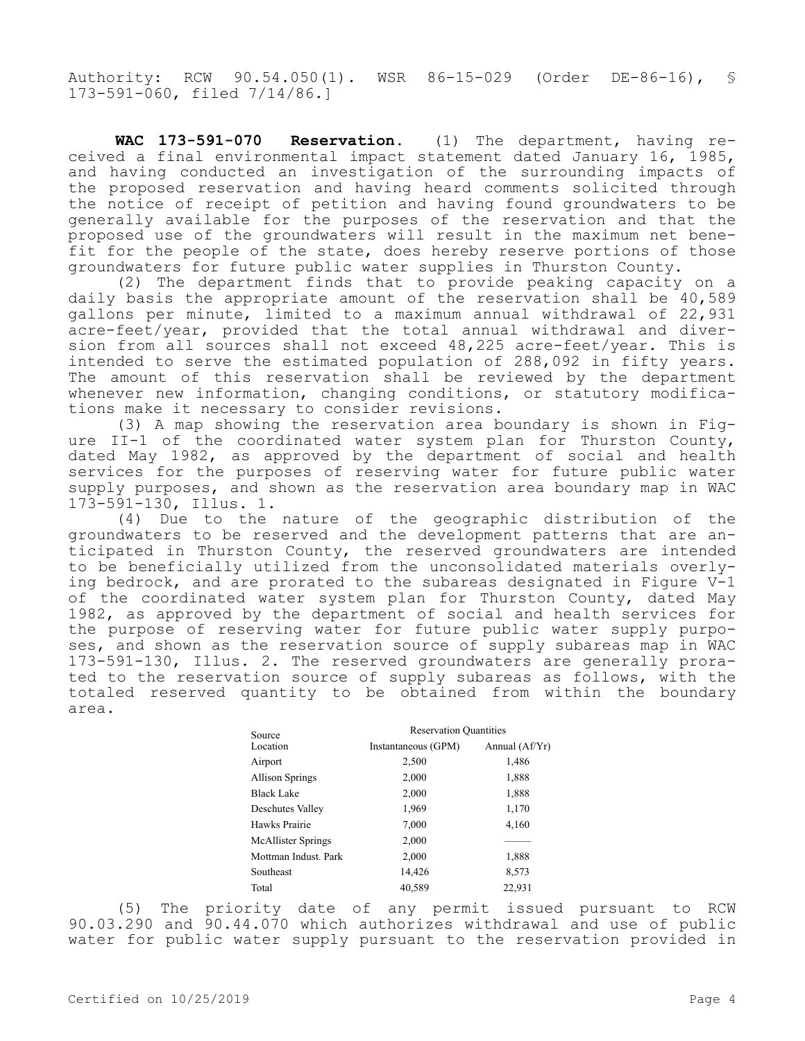Authority: RCW 90.54.050(1). WSR 86-15-029 (Order DE-86-16), § 173-591-060, filed 7/14/86.]

**WAC 173-591-070 Reservation.** (1) The department, having received a final environmental impact statement dated January 16, 1985, and having conducted an investigation of the surrounding impacts of the proposed reservation and having heard comments solicited through the notice of receipt of petition and having found groundwaters to be generally available for the purposes of the reservation and that the proposed use of the groundwaters will result in the maximum net benefit for the people of the state, does hereby reserve portions of those groundwaters for future public water supplies in Thurston County.

(2) The department finds that to provide peaking capacity on a daily basis the appropriate amount of the reservation shall be 40,589 gallons per minute, limited to a maximum annual withdrawal of 22,931 acre-feet/year, provided that the total annual withdrawal and diversion from all sources shall not exceed 48,225 acre-feet/year. This is intended to serve the estimated population of 288,092 in fifty years. The amount of this reservation shall be reviewed by the department whenever new information, changing conditions, or statutory modifications make it necessary to consider revisions.

(3) A map showing the reservation area boundary is shown in Figure II-1 of the coordinated water system plan for Thurston County, dated May 1982, as approved by the department of social and health services for the purposes of reserving water for future public water supply purposes, and shown as the reservation area boundary map in WAC 173-591-130, Illus. 1.

(4) Due to the nature of the geographic distribution of the groundwaters to be reserved and the development patterns that are anticipated in Thurston County, the reserved groundwaters are intended to be beneficially utilized from the unconsolidated materials overlying bedrock, and are prorated to the subareas designated in Figure V-1 of the coordinated water system plan for Thurston County, dated May 1982, as approved by the department of social and health services for the purpose of reserving water for future public water supply purposes, and shown as the reservation source of supply subareas map in WAC 173-591-130, Illus. 2. The reserved groundwaters are generally prorated to the reservation source of supply subareas as follows, with the totaled reserved quantity to be obtained from within the boundary area.

| Source | Reservation Quantities | |
|---|---|---|
| Location | Instantaneous (GPM) | Annual (Af/Yr) |
| Airport | 2,500 | 1,486 |
| Allison Springs | 2,000 | 1,888 |
| Black Lake | 2,000 | 1,888 |
| Deschutes Valley | 1,969 | 1,170 |
| Hawks Prairie | 7,000 | 4,160 |
| McAllister Springs | 2,000 | ——— |
| Mottman Indust. Park | 2,000 | 1,888 |
| Southeast | 14,426 | 8,573 |
| Total | 40,589 | 22,931 |

(5) The priority date of any permit issued pursuant to RCW 90.03.290 and 90.44.070 which authorizes withdrawal and use of public water for public water supply pursuant to the reservation provided in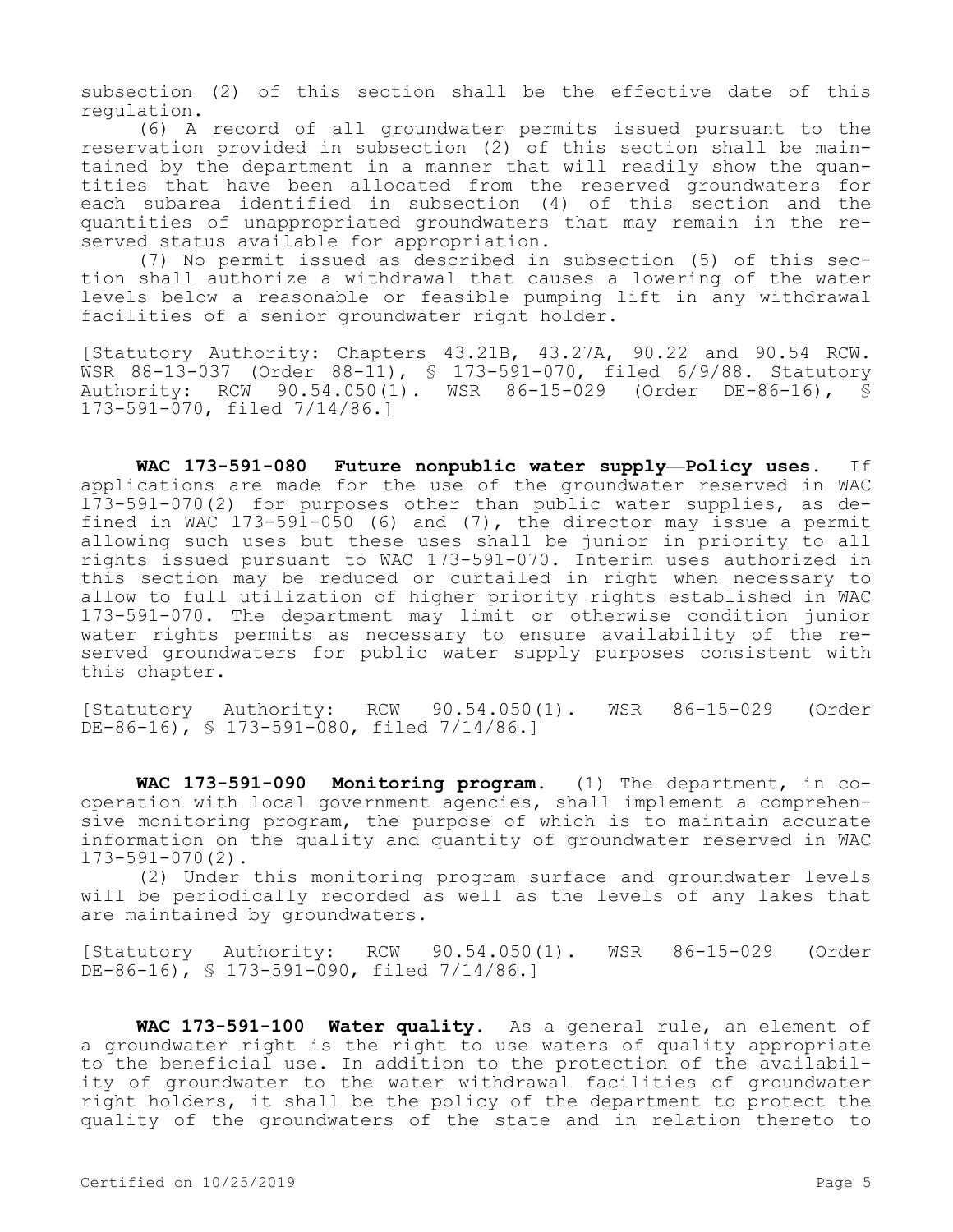subsection (2) of this section shall be the effective date of this regulation.

(6) A record of all groundwater permits issued pursuant to the reservation provided in subsection (2) of this section shall be maintained by the department in a manner that will readily show the quantities that have been allocated from the reserved groundwaters for each subarea identified in subsection (4) of this section and the quantities of unappropriated groundwaters that may remain in the reserved status available for appropriation.

(7) No permit issued as described in subsection (5) of this section shall authorize a withdrawal that causes a lowering of the water levels below a reasonable or feasible pumping lift in any withdrawal facilities of a senior groundwater right holder.

[Statutory Authority: Chapters 43.21B, 43.27A, 90.22 and 90.54 RCW. WSR 88-13-037 (Order 88-11), § 173-591-070, filed 6/9/88. Statutory Authority: RCW 90.54.050(1). WSR 86-15-029 (Order DE-86-16), § 173-591-070, filed 7/14/86.]

**WAC 173-591-080 Future nonpublic water supply—Policy uses.** If applications are made for the use of the groundwater reserved in WAC 173-591-070(2) for purposes other than public water supplies, as defined in WAC 173-591-050 (6) and (7), the director may issue a permit allowing such uses but these uses shall be junior in priority to all rights issued pursuant to WAC 173-591-070. Interim uses authorized in this section may be reduced or curtailed in right when necessary to allow to full utilization of higher priority rights established in WAC 173-591-070. The department may limit or otherwise condition junior water rights permits as necessary to ensure availability of the reserved groundwaters for public water supply purposes consistent with this chapter.

[Statutory Authority: RCW 90.54.050(1). WSR 86-15-029 (Order DE-86-16), § 173-591-080, filed 7/14/86.]

**WAC 173-591-090 Monitoring program.** (1) The department, in cooperation with local government agencies, shall implement a comprehensive monitoring program, the purpose of which is to maintain accurate information on the quality and quantity of groundwater reserved in WAC 173-591-070(2).

(2) Under this monitoring program surface and groundwater levels will be periodically recorded as well as the levels of any lakes that are maintained by groundwaters.

[Statutory Authority: RCW 90.54.050(1). WSR 86-15-029 (Order DE-86-16), § 173-591-090, filed 7/14/86.]

**WAC 173-591-100 Water quality.** As a general rule, an element of a groundwater right is the right to use waters of quality appropriate to the beneficial use. In addition to the protection of the availability of groundwater to the water withdrawal facilities of groundwater right holders, it shall be the policy of the department to protect the quality of the groundwaters of the state and in relation thereto to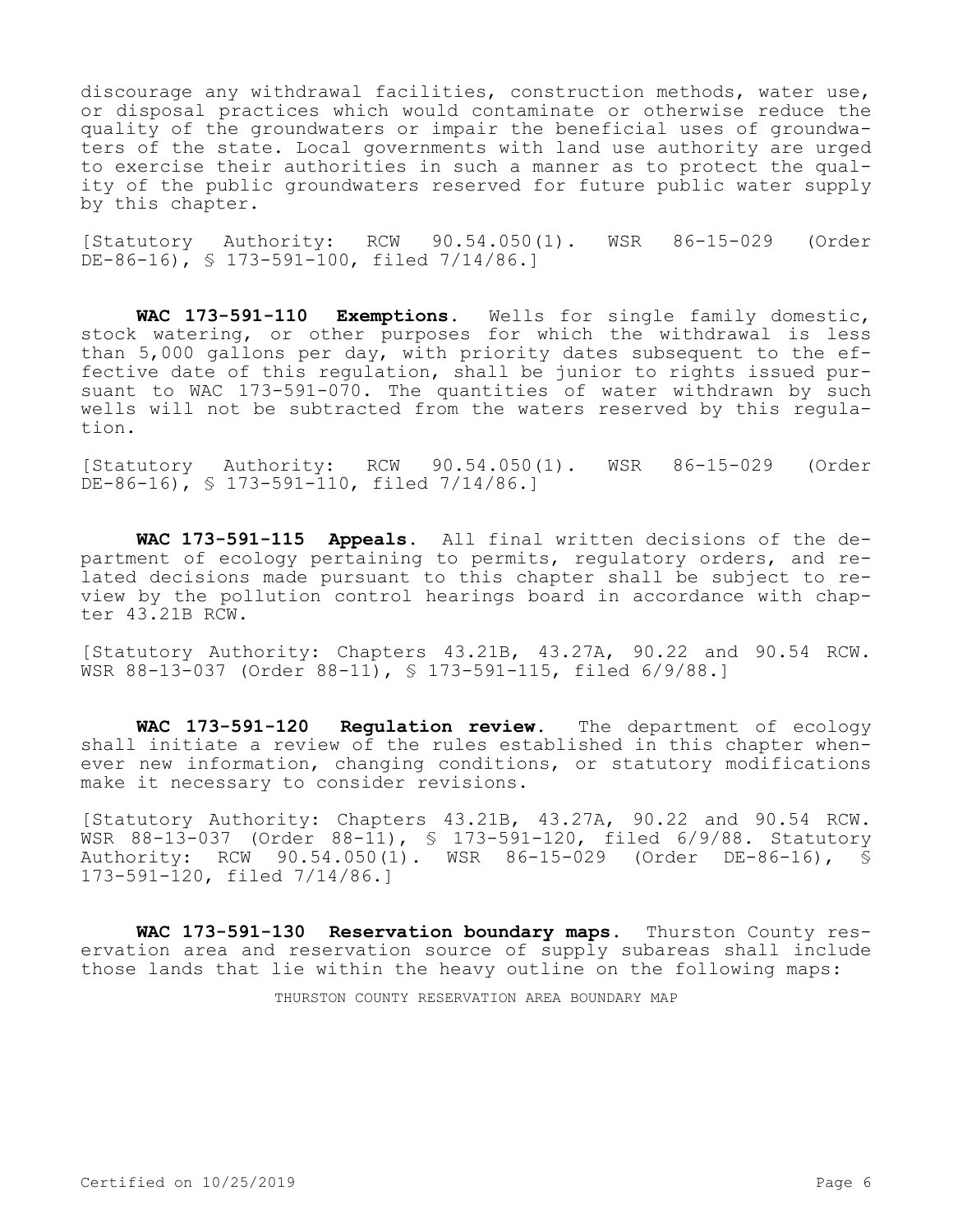discourage any withdrawal facilities, construction methods, water use, or disposal practices which would contaminate or otherwise reduce the quality of the groundwaters or impair the beneficial uses of groundwaters of the state. Local governments with land use authority are urged to exercise their authorities in such a manner as to protect the quality of the public groundwaters reserved for future public water supply by this chapter.

[Statutory Authority: RCW 90.54.050(1). WSR 86-15-029 (Order DE-86-16), § 173-591-100, filed 7/14/86.]

**WAC 173-591-110 Exemptions.** Wells for single family domestic, stock watering, or other purposes for which the withdrawal is less than 5,000 gallons per day, with priority dates subsequent to the effective date of this regulation, shall be junior to rights issued pursuant to WAC 173-591-070. The quantities of water withdrawn by such wells will not be subtracted from the waters reserved by this regulation.

[Statutory Authority: RCW 90.54.050(1). WSR 86-15-029 (Order DE-86-16), § 173-591-110, filed 7/14/86.]

**WAC 173-591-115 Appeals.** All final written decisions of the department of ecology pertaining to permits, regulatory orders, and related decisions made pursuant to this chapter shall be subject to review by the pollution control hearings board in accordance with chapter 43.21B RCW.

[Statutory Authority: Chapters 43.21B, 43.27A, 90.22 and 90.54 RCW. WSR 88-13-037 (Order 88-11), § 173-591-115, filed 6/9/88.]

**WAC 173-591-120 Regulation review.** The department of ecology shall initiate a review of the rules established in this chapter whenever new information, changing conditions, or statutory modifications make it necessary to consider revisions.

[Statutory Authority: Chapters 43.21B, 43.27A, 90.22 and 90.54 RCW. WSR 88-13-037 (Order 88-11), § 173-591-120, filed 6/9/88. Statutory Authority: RCW 90.54.050(1). WSR 86-15-029 (Order DE-86-16), § 173-591-120, filed 7/14/86.]

**WAC 173-591-130 Reservation boundary maps.** Thurston County reservation area and reservation source of supply subareas shall include those lands that lie within the heavy outline on the following maps:

THURSTON COUNTY RESERVATION AREA BOUNDARY MAP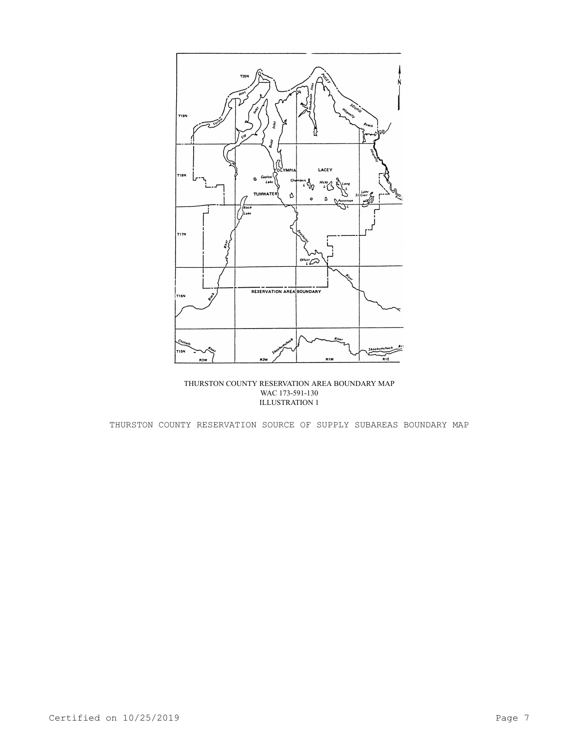THURSTON COUNTY RESERVATION AREA BOUNDARY MAP
WAC 173-591-130
ILLUSTRATION 1

THURSTON COUNTY RESERVATION SOURCE OF SUPPLY SUBAREAS BOUNDARY MAP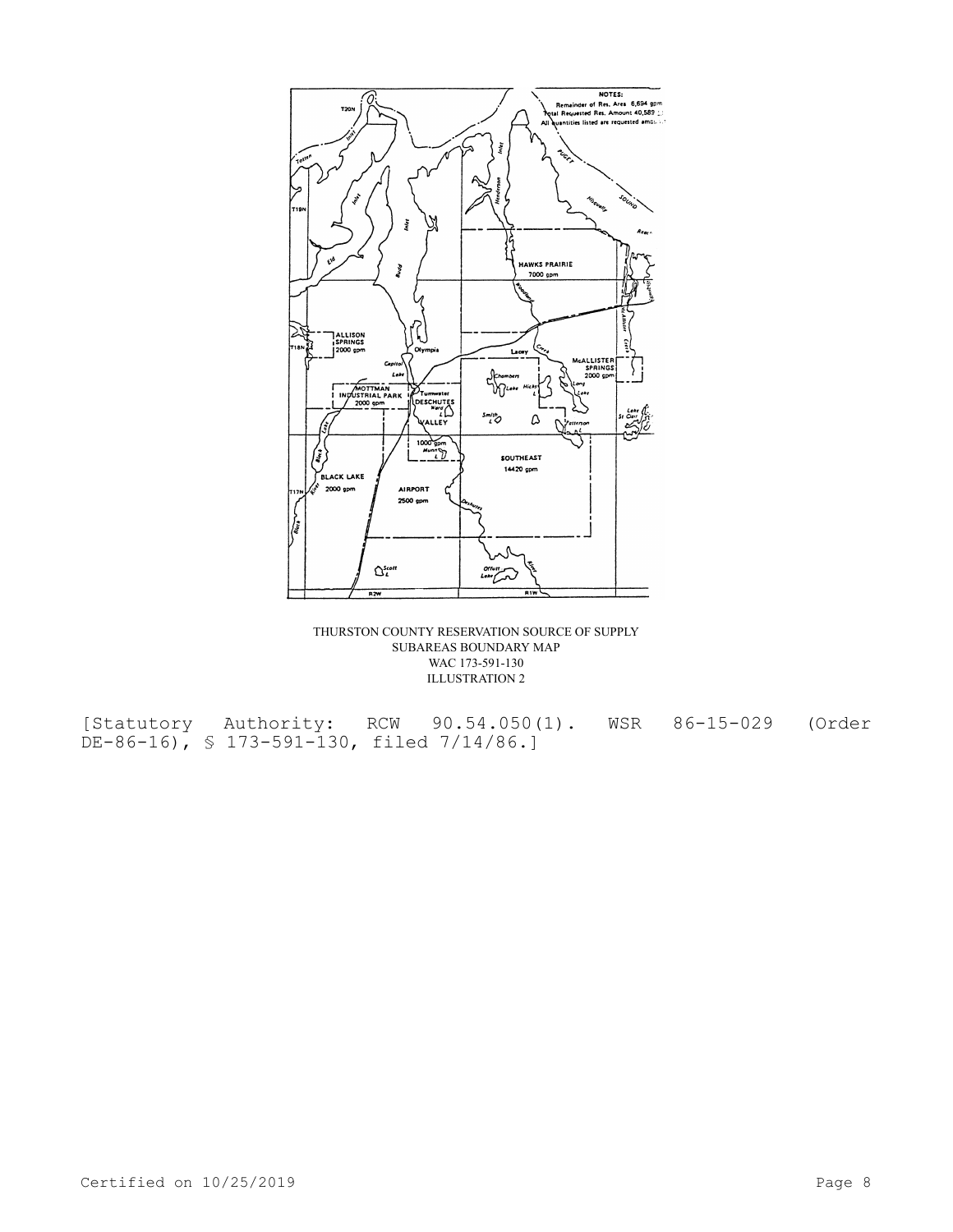NOTES:
Remainder of Res. Area 6,694 gpm
Total Requested Res. Amount 40,589
All quantities listed are requested amo...

T20N
T19N
T18N
T17N
R2W
R1W

Totten
Inlet
Eld
Budd
Henderson
PUGET
SOUND
Nisqually
Reach
HAWKS PRAIRIE
7000 gpm
Woodland
ALLISON
SPRINGS
2000 gpm
Olympia
Lacey
Creek
McALLISTER
SPRINGS
2000 gpm
McAllister
Creek
Capitol
Lake
Chambers
Lake
Hicks
L
Long
Lake
MOTTMAN
INDUSTRIAL PARK
2000 gpm
Tumwater
DESCHUTES
Ward
L
VALLEY
Smith
L
Patterson
L
Lake
St Clair
1000 gpm
Munn
L
SOUTHEAST
14420 gpm
Black
Lake
BLACK LAKE
2000 gpm
AIRPORT
2500 gpm
Deschutes
River
Black
River
Scott
L
Offutt
Lake

THURSTON COUNTY RESERVATION SOURCE OF SUPPLY
SUBAREAS BOUNDARY MAP
WAC 173-591-130
ILLUSTRATION 2

[Statutory Authority: RCW 90.54.050(1). WSR 86-15-029 (Order DE-86-16), § 173-591-130, filed 7/14/86.]